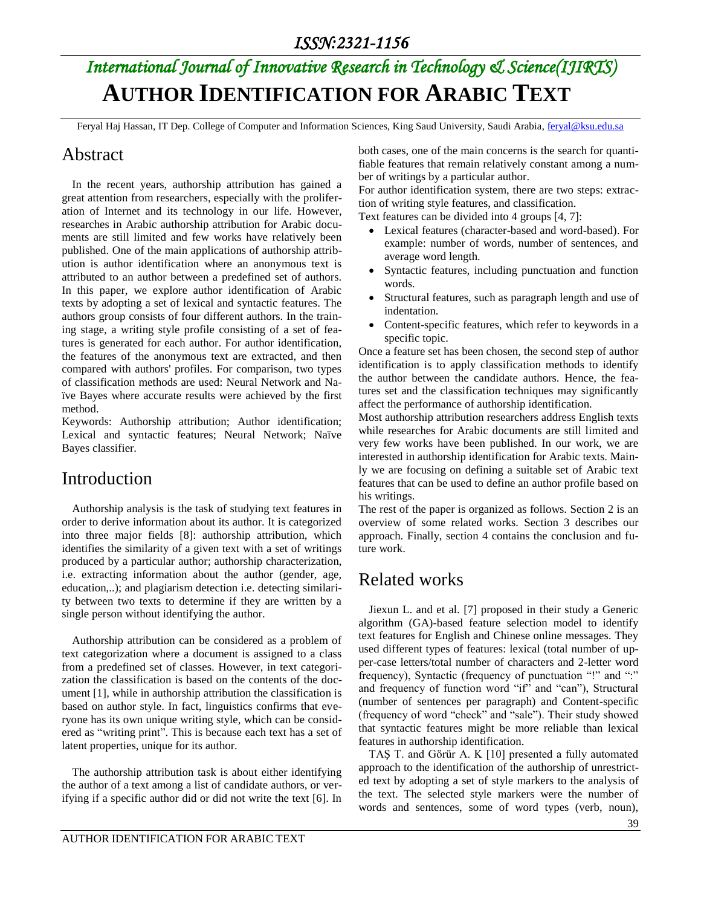# AUTHOR IDENTIFICATION FOR ARABIC TEXT

Feryal Haj Hassan, IT Dep. College of Computer and Information Sciences, King Saud University, Saudi Arabia, feryal@ksu.edu.sa

## Abstract

In the recent years, authorship attribution has gained a great attention from researchers, especially with the proliferation of Internet and its technology in our life. However, researches in Arabic authorship attribution for Arabic documents are still limited and few works have relatively been published. One of the main applications of authorship attribution is author identification where an anonymous text is attributed to an author between a predefined set of authors. In this paper, we explore author identification of Arabic texts by adopting a set of lexical and syntactic features. The authors group consists of four different authors. In the training stage, a writing style profile consisting of a set of features is generated for each author. For author identification, the features of the anonymous text are extracted, and then compared with authors' profiles. For comparison, two types of classification methods are used: Neural Network and Naïve Bayes where accurate results were achieved by the first method.

Keywords: Authorship attribution; Author identification; Lexical and syntactic features; Neural Network; Naïve Bayes classifier.

## Introduction

Authorship analysis is the task of studying text features in order to derive information about its author. It is categorized into three major fields [8]: authorship attribution, which identifies the similarity of a given text with a set of writings produced by a particular author; authorship characterization, i.e. extracting information about the author (gender, age, education,..); and plagiarism detection i.e. detecting similarity between two texts to determine if they are written by a single person without identifying the author.

Authorship attribution can be considered as a problem of text categorization where a document is assigned to a class from a predefined set of classes. However, in text categorization the classification is based on the contents of the document [1], while in authorship attribution the classification is based on author style. In fact, linguistics confirms that everyone has its own unique writing style, which can be considered as "writing print". This is because each text has a set of latent properties, unique for its author.

The authorship attribution task is about either identifying the author of a text among a list of candidate authors, or verifying if a specific author did or did not write the text [6]. In both cases, one of the main concerns is the search for quantifiable features that remain relatively constant among a number of writings by a particular author.

For author identification system, there are two steps: extraction of writing style features, and classification.

Text features can be divided into 4 groups [4, 7]:

- Lexical features (character-based and word-based). For example: number of words, number of sentences, and average word length.
- Syntactic features, including punctuation and function words.
- Structural features, such as paragraph length and use of indentation.
- Content-specific features, which refer to keywords in a specific topic.

Once a feature set has been chosen, the second step of author identification is to apply classification methods to identify the author between the candidate authors. Hence, the features set and the classification techniques may significantly affect the performance of authorship identification.

Most authorship attribution researchers address English texts while researches for Arabic documents are still limited and very few works have been published. In our work, we are interested in authorship identification for Arabic texts. Mainly we are focusing on defining a suitable set of Arabic text features that can be used to define an author profile based on his writings.

The rest of the paper is organized as follows. Section 2 is an overview of some related works. Section 3 describes our approach. Finally, section 4 contains the conclusion and future work.

## Related works

Jiexun L. and et al. [7] proposed in their study a Generic algorithm (GA)-based feature selection model to identify text features for English and Chinese online messages. They used different types of features: lexical (total number of upper-case letters/total number of characters and 2-letter word frequency), Syntactic (frequency of punctuation "!" and ":" and frequency of function word "if" and "can"), Structural (number of sentences per paragraph) and Content-specific (frequency of word "check" and "sale"). Their study showed that syntactic features might be more reliable than lexical features in authorship identification.

TAŞ T. and Görür A. K [10] presented a fully automated approach to the identification of the authorship of unrestricted text by adopting a set of style markers to the analysis of the text. The selected style markers were the number of words and sentences, some of word types (verb, noun),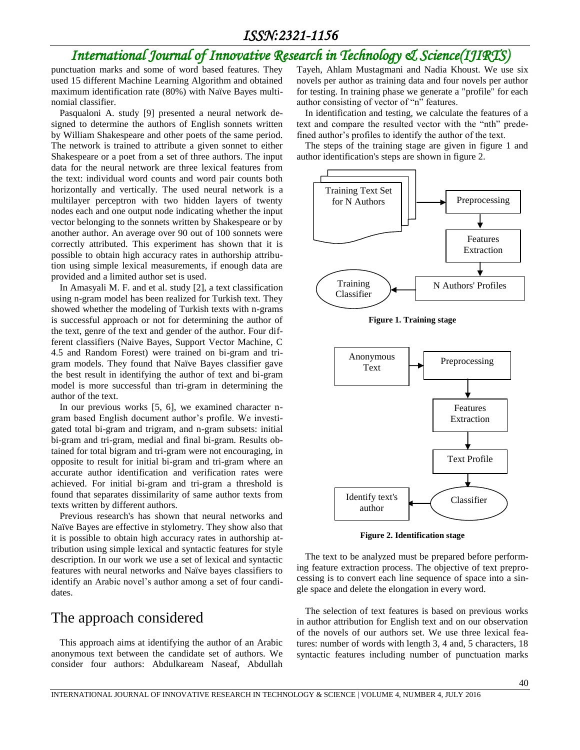punctuation marks and some of word based features. They used 15 different Machine Learning Algorithm and obtained maximum identification rate (80%) with Naïve Bayes multinomial classifier.

Pasqualoni A. study [9] presented a neural network designed to determine the authors of English sonnets written by William Shakespeare and other poets of the same period. The network is trained to attribute a given sonnet to either Shakespeare or a poet from a set of three authors. The input data for the neural network are three lexical features from the text: individual word counts and word pair counts both horizontally and vertically. The used neural network is a multilayer perceptron with two hidden layers of twenty nodes each and one output node indicating whether the input vector belonging to the sonnets written by Shakespeare or by another author. An average over 90 out of 100 sonnets were correctly attributed. This experiment has shown that it is possible to obtain high accuracy rates in authorship attribution using simple lexical measurements, if enough data are provided and a limited author set is used.

In Amasyali M. F. and et al. study [2], a text classification using n-gram model has been realized for Turkish text. They showed whether the modeling of Turkish texts with n-grams is successful approach or not for determining the author of the text, genre of the text and gender of the author. Four different classifiers (Naive Bayes, Support Vector Machine, C 4.5 and Random Forest) were trained on bi-gram and tri-gram models. They found that Naïve Bayes classifier gave the best result in identifying the author of text and bi-gram model is more successful than tri-gram in determining the author of the text.

In our previous works [5, 6], we examined character n-gram based English document author's profile. We investigated total bi-gram and trigram, and n-gram subsets: initial bi-gram and tri-gram, medial and final bi-gram. Results obtained for total bigram and tri-gram were not encouraging, in opposite to result for initial bi-gram and tri-gram where an accurate author identification and verification rates were achieved. For initial bi-gram and tri-gram a threshold is found that separates dissimilarity of same author texts from texts written by different authors.

Previous research's has shown that neural networks and Naïve Bayes are effective in stylometry. They show also that it is possible to obtain high accuracy rates in authorship attribution using simple lexical and syntactic features for style description. In our work we use a set of lexical and syntactic features with neural networks and Naïve bayes classifiers to identify an Arabic novel's author among a set of four candidates.

# The approach considered

This approach aims at identifying the author of an Arabic anonymous text between the candidate set of authors. We consider four authors: Abdulkaream Naseaf, Abdullah Tayeh, Ahlam Mustagmani and Nadia Khoust. We use six novels per author as training data and four novels per author for testing. In training phase we generate a "profile" for each author consisting of vector of "n" features.

In identification and testing, we calculate the features of a text and compare the resulted vector with the "nth" predefined author's profiles to identify the author of the text.

The steps of the training stage are given in figure 1 and author identification's steps are shown in figure 2.

Training Text Set for N Authors → Preprocessing → Features Extraction → N Authors' Profiles → Training Classifier

**Figure 1. Training stage**

Anonymous Text → Preprocessing → Features Extraction → Text Profile → Classifier → Identify text's author

**Figure 2. Identification stage**

The text to be analyzed must be prepared before performing feature extraction process. The objective of text preprocessing is to convert each line sequence of space into a single space and delete the elongation in every word.

The selection of text features is based on previous works in author attribution for English text and on our observation of the novels of our authors set. We use three lexical features: number of words with length 3, 4 and, 5 characters, 18 syntactic features including number of punctuation marks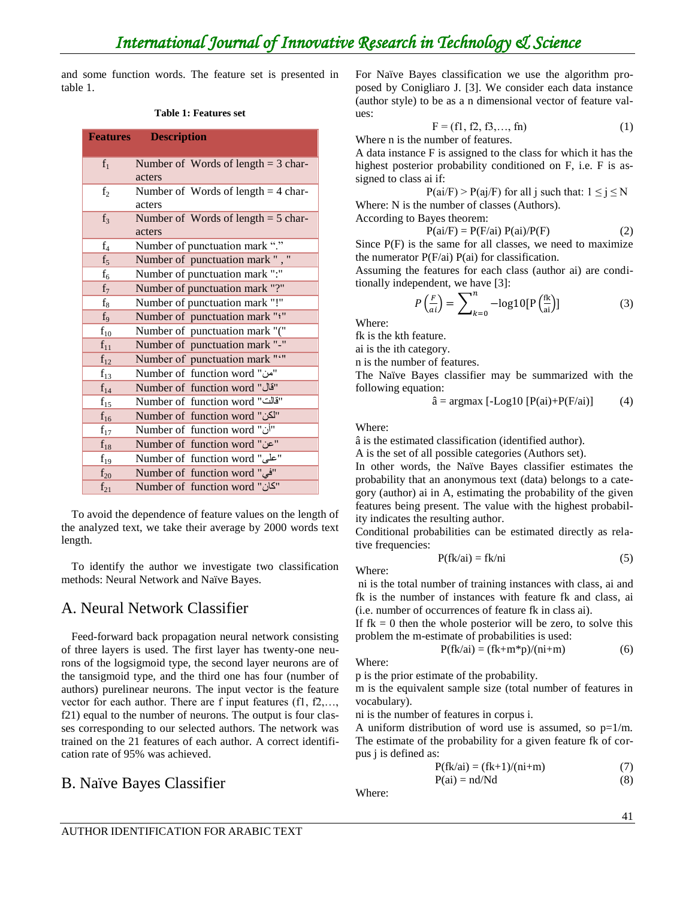and some function words. The feature set is presented in table 1.

**Table 1: Features set**

| Features | Description |
|---|---|
| $f_1$ | Number of Words of length = 3 characters |
| $f_2$ | Number of Words of length = 4 characters |
| $f_3$ | Number of Words of length = 5 characters |
| $f_4$ | Number of punctuation mark "." |
| $f_5$ | Number of punctuation mark " , " |
| $f_6$ | Number of punctuation mark ":" |
| $f_7$ | Number of punctuation mark "?" |
| $f_8$ | Number of punctuation mark "!" |
| $f_9$ | Number of punctuation mark "؛" |
| $f_{10}$ | Number of punctuation mark "(" |
| $f_{11}$ | Number of punctuation mark "-" |
| $f_{12}$ | Number of punctuation mark "،" |
| $f_{13}$ | Number of function word "من" |
| $f_{14}$ | Number of function word "قال" |
| $f_{15}$ | Number of function word "قالت" |
| $f_{16}$ | Number of function word "لكن" |
| $f_{17}$ | Number of function word "أن" |
| $f_{18}$ | Number of function word "عن" |
| $f_{19}$ | Number of function word "على" |
| $f_{20}$ | Number of function word "في" |
| $f_{21}$ | Number of function word "كان" |

To avoid the dependence of feature values on the length of the analyzed text, we take their average by 2000 words text length.

To identify the author we investigate two classification methods: Neural Network and Naïve Bayes.

## A. Neural Network Classifier

Feed-forward back propagation neural network consisting of three layers is used. The first layer has twenty-one neurons of the logsigmoid type, the second layer neurons are of the tansigmoid type, and the third one has four (number of authors) purelinear neurons. The input vector is the feature vector for each author. There are f input features (f1, f2,…, f21) equal to the number of neurons. The output is four classes corresponding to our selected authors. The network was trained on the 21 features of each author. A correct identification rate of 95% was achieved.

## B. Naïve Bayes Classifier

For Naïve Bayes classification we use the algorithm proposed by Conigliaro J. [3]. We consider each data instance (author style) to be as a n dimensional vector of feature values:

$$F = (f1, f2, f3,…, fn) \qquad (1)$$

Where n is the number of features.

A data instance F is assigned to the class for which it has the highest posterior probability conditioned on F, i.e. F is assigned to class ai if:

$$P(ai/F) > P(aj/F) \text{ for all j such that: } 1 \leq j \leq N$$

Where: N is the number of classes (Authors).

According to Bayes theorem:

$$P(ai/F) = P(F/ai)\, P(ai)/P(F) \qquad (2)$$

Since P(F) is the same for all classes, we need to maximize the numerator P(F/ai) P(ai) for classification.

Assuming the features for each class (author ai) are conditionally independent, we have [3]:

$$P\left(\frac{F}{ai}\right) = \sum_{k=0}^{n} -\log 10[\mathrm{P}\left(\frac{\mathrm{fk}}{\mathrm{ai}}\right)] \qquad (3)$$

Where:

fk is the kth feature.

ai is the ith category.

n is the number of features.

The Naïve Bayes classifier may be summarized with the following equation:

$$\hat{a} = \operatorname{argmax}\ [-\mathrm{Log}10\ [P(ai)+P(F/ai)] \qquad (4)$$

Where:

â is the estimated classification (identified author).

A is the set of all possible categories (Authors set).

In other words, the Naïve Bayes classifier estimates the probability that an anonymous text (data) belongs to a category (author) ai in A, estimating the probability of the given features being present. The value with the highest probability indicates the resulting author.

Conditional probabilities can be estimated directly as relative frequencies:

$$P(fk/ai) = fk/ni \qquad (5)$$

Where:

ni is the total number of training instances with class, ai and fk is the number of instances with feature fk and class, ai (i.e. number of occurrences of feature fk in class ai).

If fk = 0 then the whole posterior will be zero, to solve this problem the m-estimate of probabilities is used:

$$P(fk/ai) = (fk+m*p)/(ni+m) \qquad (6)$$

Where:

p is the prior estimate of the probability.

m is the equivalent sample size (total number of features in vocabulary).

ni is the number of features in corpus i.

A uniform distribution of word use is assumed, so p=1/m. The estimate of the probability for a given feature fk of corpus j is defined as:

$$P(fk/ai) = (fk+1)/(ni+m) \qquad (7)$$

$$P(ai) = nd/Nd \qquad (8)$$

Where: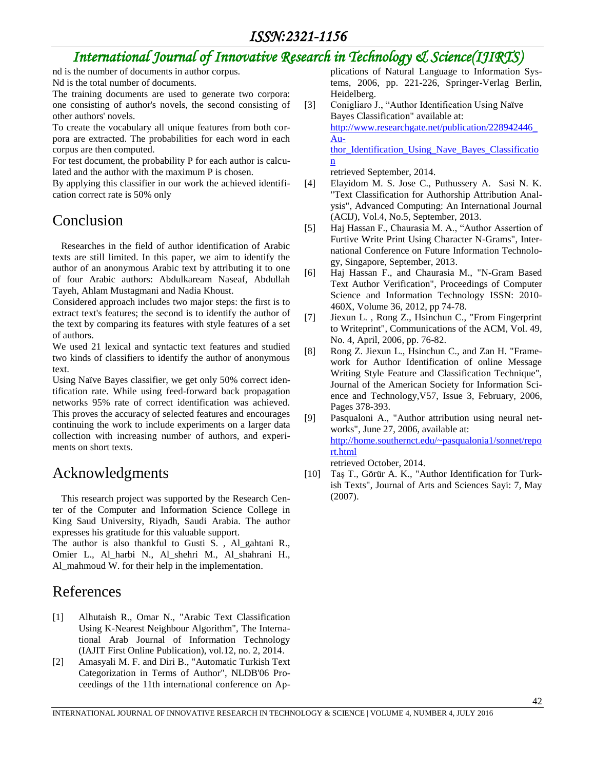nd is the number of documents in author corpus.

Nd is the total number of documents.

The training documents are used to generate two corpora: one consisting of author's novels, the second consisting of other authors' novels.

To create the vocabulary all unique features from both corpora are extracted. The probabilities for each word in each corpus are then computed.

For test document, the probability P for each author is calculated and the author with the maximum P is chosen.

By applying this classifier in our work the achieved identification correct rate is 50% only

# Conclusion

Researches in the field of author identification of Arabic texts are still limited. In this paper, we aim to identify the author of an anonymous Arabic text by attributing it to one of four Arabic authors: Abdulkaream Naseaf, Abdullah Tayeh, Ahlam Mustagmani and Nadia Khoust.

Considered approach includes two major steps: the first is to extract text's features; the second is to identify the author of the text by comparing its features with style features of a set of authors.

We used 21 lexical and syntactic text features and studied two kinds of classifiers to identify the author of anonymous text.

Using Naïve Bayes classifier, we get only 50% correct identification rate. While using feed-forward back propagation networks 95% rate of correct identification was achieved. This proves the accuracy of selected features and encourages continuing the work to include experiments on a larger data collection with increasing number of authors, and experiments on short texts.

# Acknowledgments

This research project was supported by the Research Center of the Computer and Information Science College in King Saud University, Riyadh, Saudi Arabia. The author expresses his gratitude for this valuable support.

The author is also thankful to Gusti S. , Al_gahtani R., Omier L., Al_harbi N., Al_shehri M., Al_shahrani H., Al_mahmoud W. for their help in the implementation.

# References

[1] Alhutaish R., Omar N., "Arabic Text Classification Using K-Nearest Neighbour Algorithm", The International Arab Journal of Information Technology (IAJIT First Online Publication), vol.12, no. 2, 2014.

[2] Amasyali M. F. and Diri B., "Automatic Turkish Text Categorization in Terms of Author", NLDB'06 Proceedings of the 11th international conference on Applications of Natural Language to Information Systems, 2006, pp. 221-226, Springer-Verlag Berlin, Heidelberg.

[3] Conigliaro J., "Author Identification Using Naïve Bayes Classification" available at: http://www.researchgate.net/publication/228942446_Author_Identification_Using_Nave_Bayes_Classification retrieved September, 2014.

[4] Elayidom M. S. Jose C., Puthussery A. Sasi N. K. "Text Classification for Authorship Attribution Analysis", Advanced Computing: An International Journal (ACIJ), Vol.4, No.5, September, 2013.

[5] Haj Hassan F., Chaurasia M. A., "Author Assertion of Furtive Write Print Using Character N-Grams", International Conference on Future Information Technology, Singapore, September, 2013.

[6] Haj Hassan F., and Chaurasia M., "N-Gram Based Text Author Verification", Proceedings of Computer Science and Information Technology ISSN: 2010-460X, Volume 36, 2012, pp 74-78.

[7] Jiexun L. , Rong Z., Hsinchun C., "From Fingerprint to Writeprint", Communications of the ACM, Vol. 49, No. 4, April, 2006, pp. 76-82.

[8] Rong Z. Jiexun L., Hsinchun C., and Zan H. "Framework for Author Identification of online Message Writing Style Feature and Classification Technique", Journal of the American Society for Information Science and Technology,V57, Issue 3, February, 2006, Pages 378-393.

[9] Pasqualoni A., "Author attribution using neural networks", June 27, 2006, available at: http://home.southernct.edu/~pasqualonia1/sonnet/report.html retrieved October, 2014.

[10] Taş T., Görür A. K., "Author Identification for Turkish Texts", Journal of Arts and Sciences Sayi: 7, May (2007).